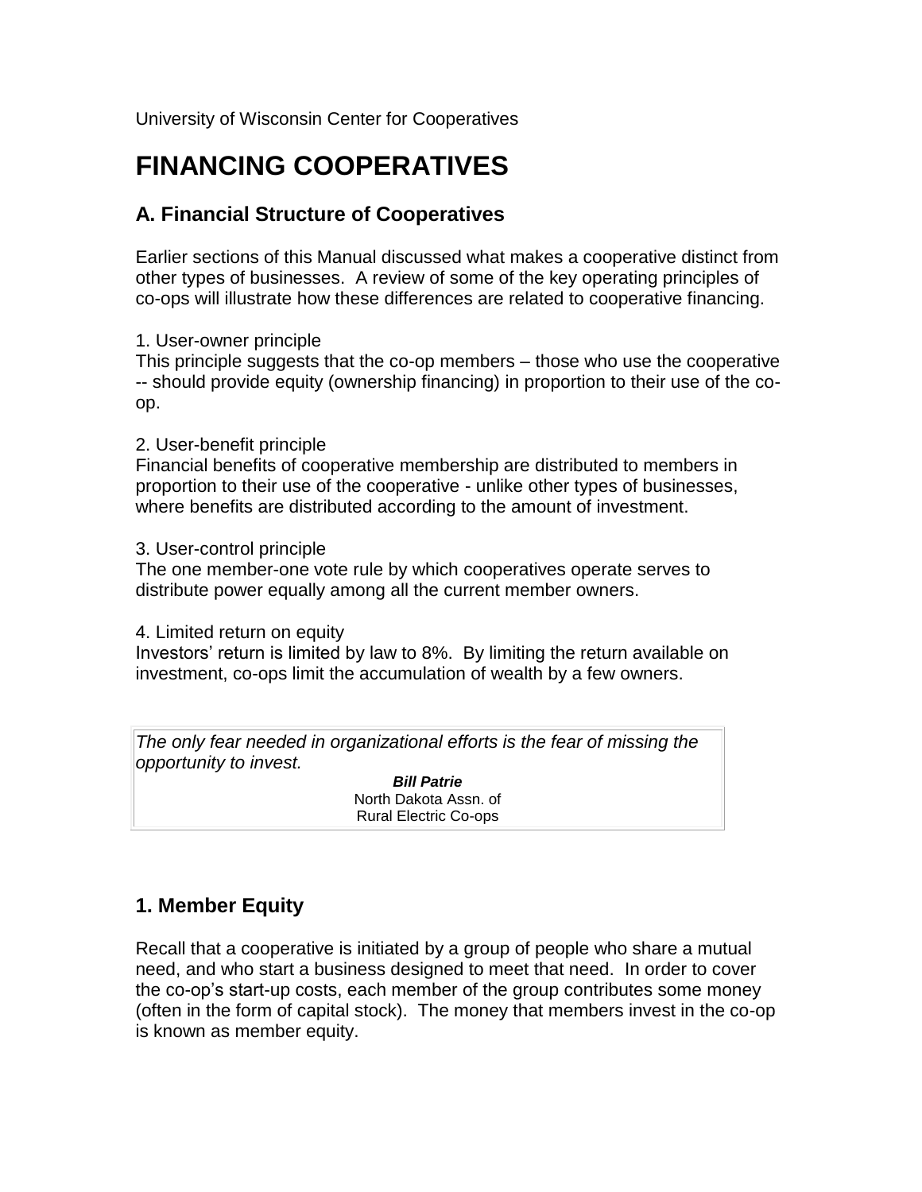University of Wisconsin Center for Cooperatives

# FINANCING COOPERATIVES

## A. Financial Structure of Cooperatives

Earlier sections of this Manual discussed what makes a cooperative distinct from other types of businesses. A review of some of the key operating principles of co-ops will illustrate how these differences are related to cooperative financing.

1. User-owner principle
This principle suggests that the co-op members – those who use the cooperative -- should provide equity (ownership financing) in proportion to their use of the co-op.

2. User-benefit principle
Financial benefits of cooperative membership are distributed to members in proportion to their use of the cooperative - unlike other types of businesses, where benefits are distributed according to the amount of investment.

3. User-control principle
The one member-one vote rule by which cooperatives operate serves to distribute power equally among all the current member owners.

4. Limited return on equity
Investors' return is limited by law to 8%. By limiting the return available on investment, co-ops limit the accumulation of wealth by a few owners.

> *The only fear needed in organizational efforts is the fear of missing the opportunity to invest.*
>
> ***Bill Patrie***
> North Dakota Assn. of
> Rural Electric Co-ops

## 1. Member Equity

Recall that a cooperative is initiated by a group of people who share a mutual need, and who start a business designed to meet that need. In order to cover the co-op's start-up costs, each member of the group contributes some money (often in the form of capital stock). The money that members invest in the co-op is known as member equity.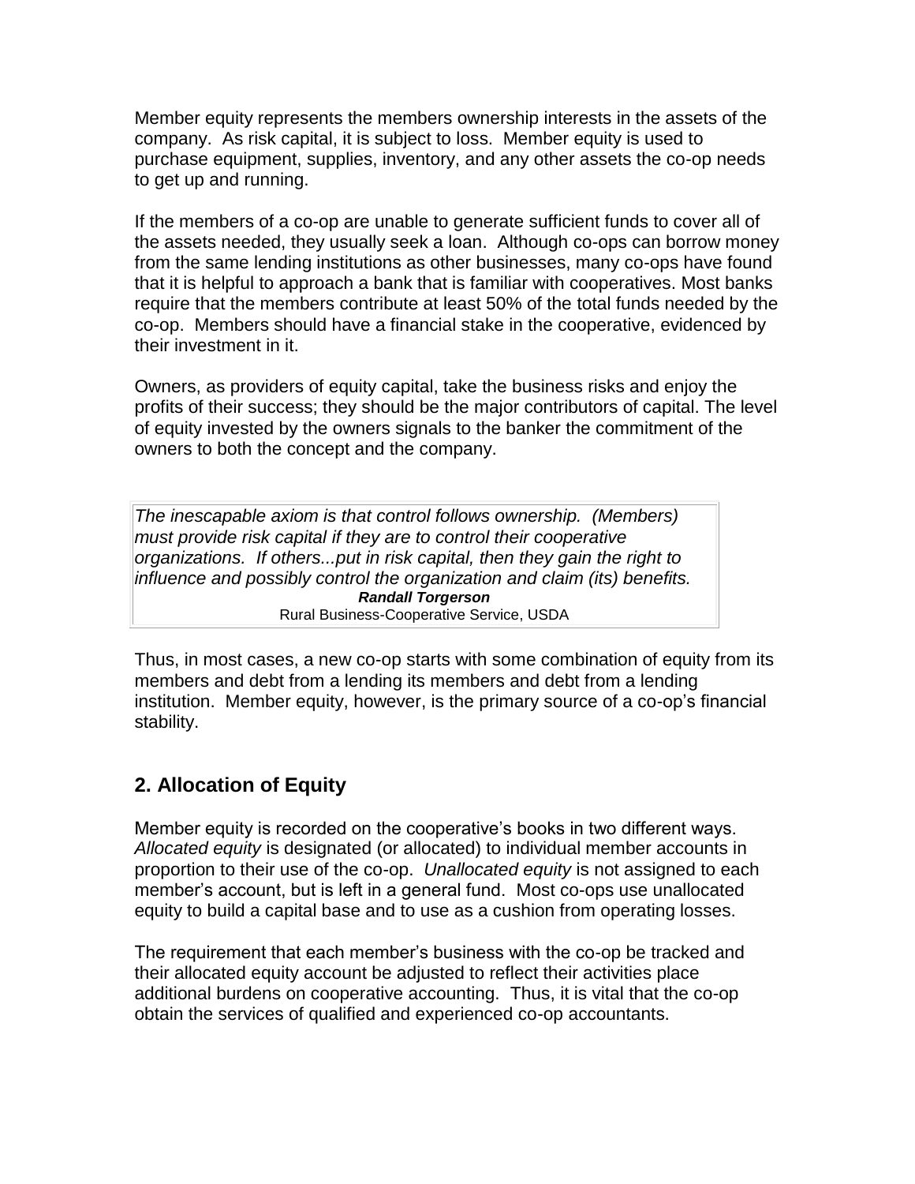Member equity represents the members ownership interests in the assets of the company. As risk capital, it is subject to loss. Member equity is used to purchase equipment, supplies, inventory, and any other assets the co-op needs to get up and running.

If the members of a co-op are unable to generate sufficient funds to cover all of the assets needed, they usually seek a loan. Although co-ops can borrow money from the same lending institutions as other businesses, many co-ops have found that it is helpful to approach a bank that is familiar with cooperatives. Most banks require that the members contribute at least 50% of the total funds needed by the co-op. Members should have a financial stake in the cooperative, evidenced by their investment in it.

Owners, as providers of equity capital, take the business risks and enjoy the profits of their success; they should be the major contributors of capital. The level of equity invested by the owners signals to the banker the commitment of the owners to both the concept and the company.

> *The inescapable axiom is that control follows ownership. (Members) must provide risk capital if they are to control their cooperative organizations. If others...put in risk capital, then they gain the right to influence and possibly control the organization and claim (its) benefits.*
>
> ***Randall Torgerson***
> Rural Business-Cooperative Service, USDA

Thus, in most cases, a new co-op starts with some combination of equity from its members and debt from a lending its members and debt from a lending institution. Member equity, however, is the primary source of a co-op's financial stability.

## 2. Allocation of Equity

Member equity is recorded on the cooperative's books in two different ways. *Allocated equity* is designated (or allocated) to individual member accounts in proportion to their use of the co-op. *Unallocated equity* is not assigned to each member's account, but is left in a general fund. Most co-ops use unallocated equity to build a capital base and to use as a cushion from operating losses.

The requirement that each member's business with the co-op be tracked and their allocated equity account be adjusted to reflect their activities place additional burdens on cooperative accounting. Thus, it is vital that the co-op obtain the services of qualified and experienced co-op accountants.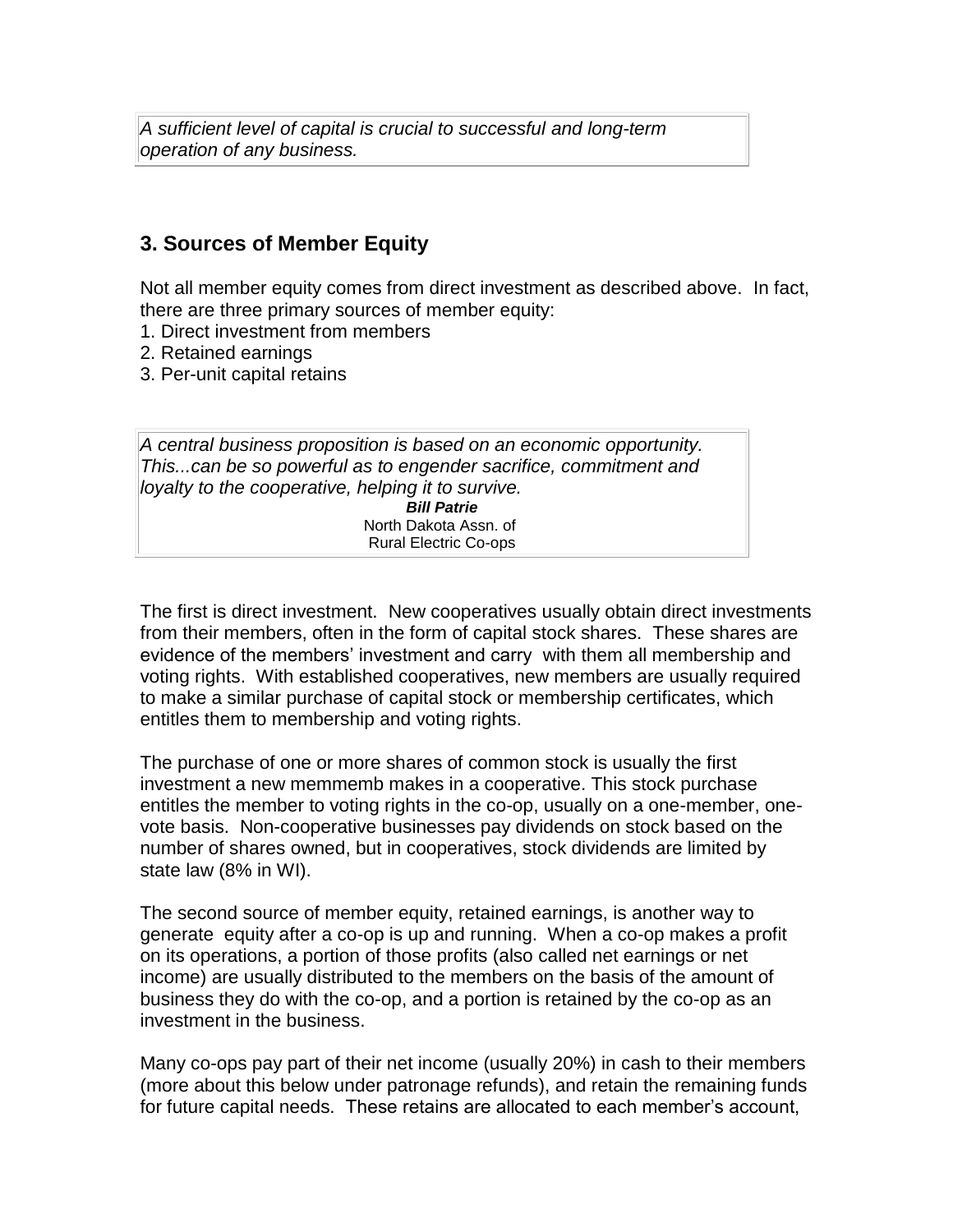> *A sufficient level of capital is crucial to successful and long-term operation of any business.*

## 3. Sources of Member Equity

Not all member equity comes from direct investment as described above. In fact, there are three primary sources of member equity:

1. Direct investment from members
2. Retained earnings
3. Per-unit capital retains

> *A central business proposition is based on an economic opportunity. This...can be so powerful as to engender sacrifice, commitment and loyalty to the cooperative, helping it to survive.*
>
> ***Bill Patrie***
> North Dakota Assn. of
> Rural Electric Co-ops

The first is direct investment. New cooperatives usually obtain direct investments from their members, often in the form of capital stock shares. These shares are evidence of the members' investment and carry with them all membership and voting rights. With established cooperatives, new members are usually required to make a similar purchase of capital stock or membership certificates, which entitles them to membership and voting rights.

The purchase of one or more shares of common stock is usually the first investment a new memmemb makes in a cooperative. This stock purchase entitles the member to voting rights in the co-op, usually on a one-member, one-vote basis. Non-cooperative businesses pay dividends on stock based on the number of shares owned, but in cooperatives, stock dividends are limited by state law (8% in WI).

The second source of member equity, retained earnings, is another way to generate equity after a co-op is up and running. When a co-op makes a profit on its operations, a portion of those profits (also called net earnings or net income) are usually distributed to the members on the basis of the amount of business they do with the co-op, and a portion is retained by the co-op as an investment in the business.

Many co-ops pay part of their net income (usually 20%) in cash to their members (more about this below under patronage refunds), and retain the remaining funds for future capital needs. These retains are allocated to each member's account,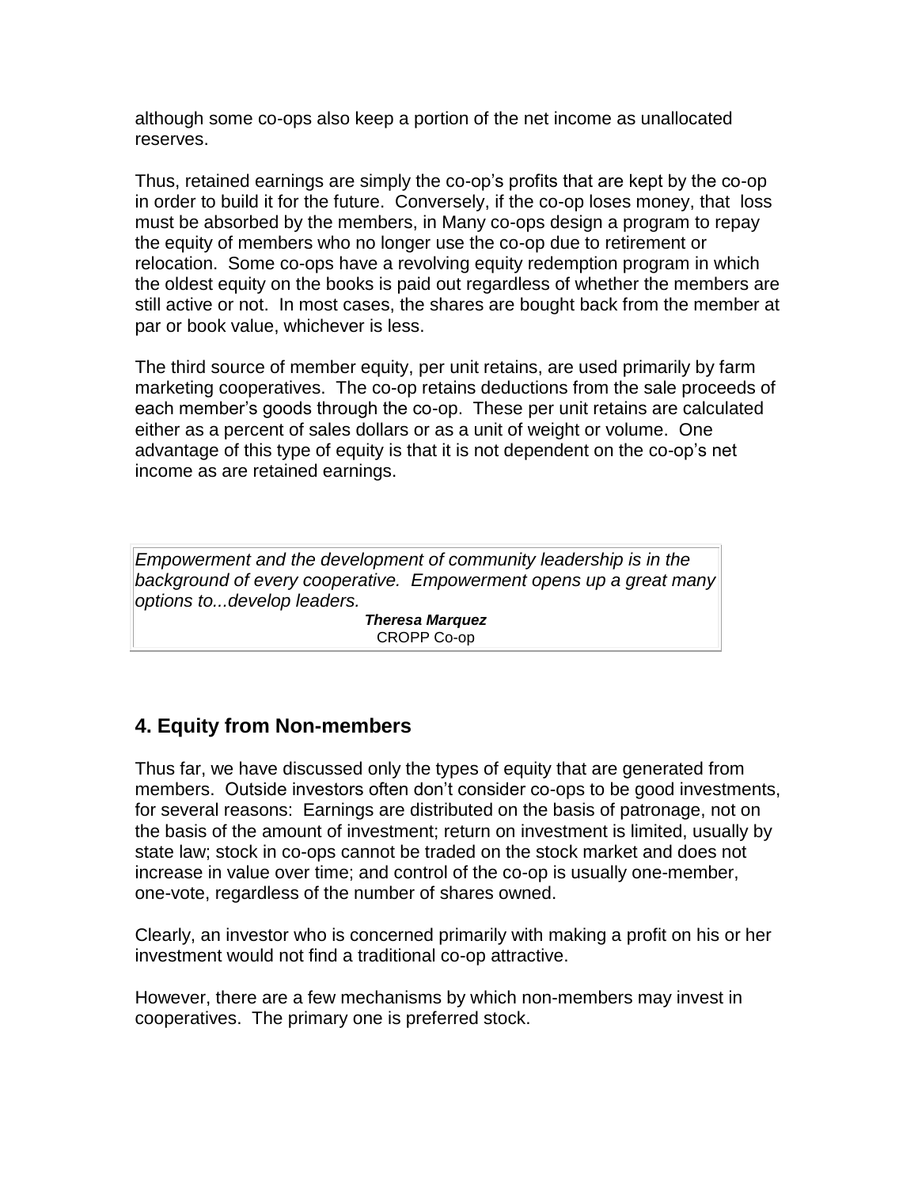although some co-ops also keep a portion of the net income as unallocated reserves.

Thus, retained earnings are simply the co-op's profits that are kept by the co-op in order to build it for the future. Conversely, if the co-op loses money, that loss must be absorbed by the members, in Many co-ops design a program to repay the equity of members who no longer use the co-op due to retirement or relocation. Some co-ops have a revolving equity redemption program in which the oldest equity on the books is paid out regardless of whether the members are still active or not. In most cases, the shares are bought back from the member at par or book value, whichever is less.

The third source of member equity, per unit retains, are used primarily by farm marketing cooperatives. The co-op retains deductions from the sale proceeds of each member's goods through the co-op. These per unit retains are calculated either as a percent of sales dollars or as a unit of weight or volume. One advantage of this type of equity is that it is not dependent on the co-op's net income as are retained earnings.

> *Empowerment and the development of community leadership is in the background of every cooperative. Empowerment opens up a great many options to...develop leaders.*
>
> ***Theresa Marquez***
> CROPP Co-op

## 4. Equity from Non-members

Thus far, we have discussed only the types of equity that are generated from members. Outside investors often don't consider co-ops to be good investments, for several reasons: Earnings are distributed on the basis of patronage, not on the basis of the amount of investment; return on investment is limited, usually by state law; stock in co-ops cannot be traded on the stock market and does not increase in value over time; and control of the co-op is usually one-member, one-vote, regardless of the number of shares owned.

Clearly, an investor who is concerned primarily with making a profit on his or her investment would not find a traditional co-op attractive.

However, there are a few mechanisms by which non-members may invest in cooperatives. The primary one is preferred stock.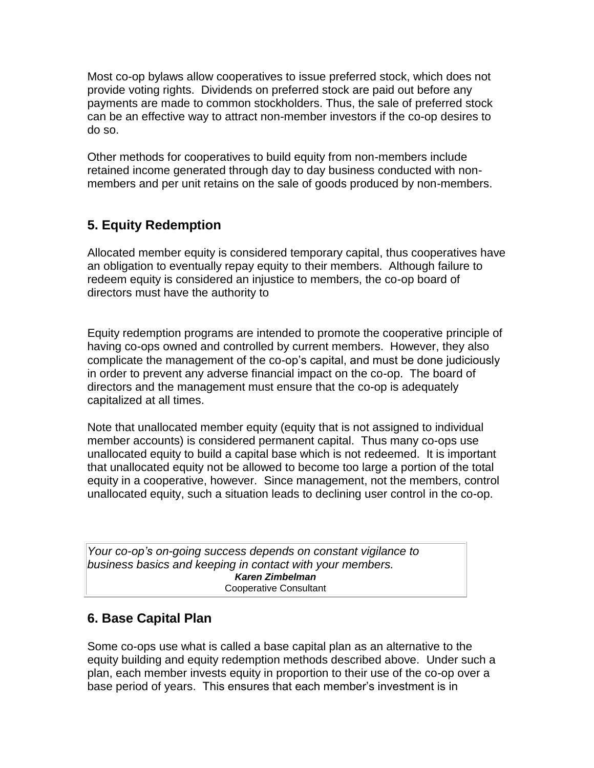Most co-op bylaws allow cooperatives to issue preferred stock, which does not provide voting rights. Dividends on preferred stock are paid out before any payments are made to common stockholders. Thus, the sale of preferred stock can be an effective way to attract non-member investors if the co-op desires to do so.

Other methods for cooperatives to build equity from non-members include retained income generated through day to day business conducted with non-members and per unit retains on the sale of goods produced by non-members.

## 5. Equity Redemption

Allocated member equity is considered temporary capital, thus cooperatives have an obligation to eventually repay equity to their members. Although failure to redeem equity is considered an injustice to members, the co-op board of directors must have the authority to

Equity redemption programs are intended to promote the cooperative principle of having co-ops owned and controlled by current members. However, they also complicate the management of the co-op's capital, and must be done judiciously in order to prevent any adverse financial impact on the co-op. The board of directors and the management must ensure that the co-op is adequately capitalized at all times.

Note that unallocated member equity (equity that is not assigned to individual member accounts) is considered permanent capital. Thus many co-ops use unallocated equity to build a capital base which is not redeemed. It is important that unallocated equity not be allowed to become too large a portion of the total equity in a cooperative, however. Since management, not the members, control unallocated equity, such a situation leads to declining user control in the co-op.

> *Your co-op's on-going success depends on constant vigilance to business basics and keeping in contact with your members.*
>
> ***Karen Zimbelman***
>
> Cooperative Consultant

## 6. Base Capital Plan

Some co-ops use what is called a base capital plan as an alternative to the equity building and equity redemption methods described above. Under such a plan, each member invests equity in proportion to their use of the co-op over a base period of years. This ensures that each member's investment is in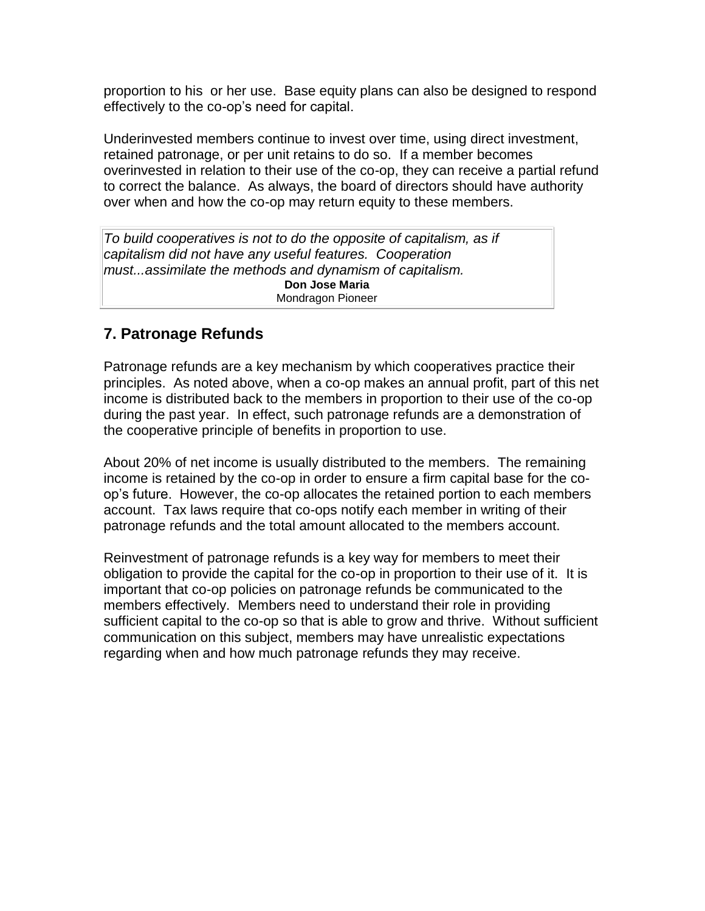proportion to his or her use. Base equity plans can also be designed to respond effectively to the co-op's need for capital.

Underinvested members continue to invest over time, using direct investment, retained patronage, or per unit retains to do so. If a member becomes overinvested in relation to their use of the co-op, they can receive a partial refund to correct the balance. As always, the board of directors should have authority over when and how the co-op may return equity to these members.

> *To build cooperatives is not to do the opposite of capitalism, as if capitalism did not have any useful features. Cooperation must...assimilate the methods and dynamism of capitalism.*
>
> **Don Jose Maria**
> Mondragon Pioneer

## 7. Patronage Refunds

Patronage refunds are a key mechanism by which cooperatives practice their principles. As noted above, when a co-op makes an annual profit, part of this net income is distributed back to the members in proportion to their use of the co-op during the past year. In effect, such patronage refunds are a demonstration of the cooperative principle of benefits in proportion to use.

About 20% of net income is usually distributed to the members. The remaining income is retained by the co-op in order to ensure a firm capital base for the co-op's future. However, the co-op allocates the retained portion to each members account. Tax laws require that co-ops notify each member in writing of their patronage refunds and the total amount allocated to the members account.

Reinvestment of patronage refunds is a key way for members to meet their obligation to provide the capital for the co-op in proportion to their use of it. It is important that co-op policies on patronage refunds be communicated to the members effectively. Members need to understand their role in providing sufficient capital to the co-op so that is able to grow and thrive. Without sufficient communication on this subject, members may have unrealistic expectations regarding when and how much patronage refunds they may receive.